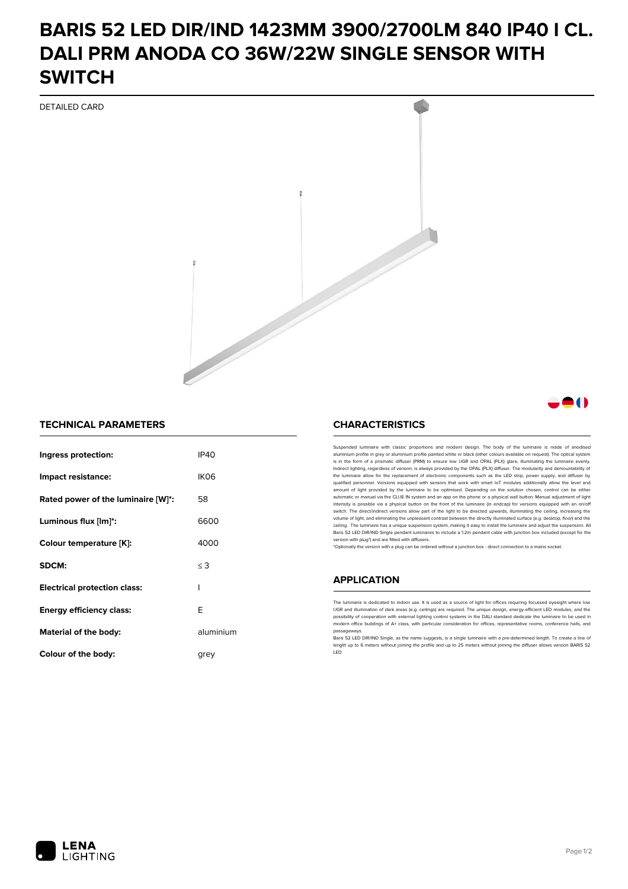# BARIS 52 LED DIR/IND 1423MM 3900/2700LM 840 IP40 I CL. DALI PRM ANODA CO 36W/22W SINGLE SENSOR WITH SWITCH

DETAILED CARD

## TECHNICAL PARAMETERS

| | |
|---|---|
| **Ingress protection:** | IP40 |
| **Impact resistance:** | IK06 |
| **Rated power of the luminaire [W]*:** | 58 |
| **Luminous flux [lm]*:** | 6600 |
| **Colour temperature [K]:** | 4000 |
| **SDCM:** | ≤ 3 |
| **Electrical protection class:** | I |
| **Energy efficiency class:** | E |
| **Material of the body:** | aluminium |
| **Colour of the body:** | grey |

## CHARACTERISTICS

Suspended luminaire with classic proportions and modern design. The body of the luminaire is made of anodised aluminium profile in grey or aluminium profile painted white or black (other colours available on request). The optical system is in the form of a prismatic diffuser (PRM) to ensure low UGR and OPAL (PLX) glare, illuminating the luminaire evenly. Indirect lighting, regardless of version, is always provided by the OPAL (PLX) diffuser. The modularity and demountability of the luminaire allow for the replacement of electronic components such as the LED strip, power supply, and diffuser by qualified personnel. Versions equipped with sensors that work with smart IoT modules additionally allow the level and amount of light provided by the luminaire to be optimised. Depending on the solution chosen, control can be either automatic or manual via the CLUE IN system and an app on the phone or a physical wall button. Manual adjustment of light intensity is possible via a physical button on the front of the luminaire (in endcap) for versions equipped with an on/off switch. The direct/indirect versions allow part of the light to be directed upwards, illuminating the ceiling, increasing the volume of light, and eliminating the unpleasant contrast between the directly illuminated surface (e.g. desktop, floor) and the ceiling. The luminaire has a unique suspension system, making it easy to install the luminaire and adjust the suspension. All Baris 52 LED DIR/IND Single pendant luminaires to include a 1.2m pendant cable with junction box included (except for the version with plug*) and are fitted with diffusers.

*Optionally the version with a plug can be ordered without a junction box - direct connection to a mains socket.

## APPLICATION

The luminaire is dedicated to indoor use. It is used as a source of light for offices requiring focussed eyesight where low UGR and illumination of dark areas (e.g. ceilings) are required. The unique design, energy-efficient LED modules, and the possibility of cooperation with external lighting control systems in the DALI standard dedicate the luminaire to be used in modern office buildings of A+ class, with particular consideration for offices, representative rooms, conference halls, and passageways.

Baris 52 LED DIR/IND Single, as the name suggests, is a single luminaire with a pre-determined length. To create a line of length up to 6 meters without joining the profile and up to 25 meters without joining the diffuser allows version BARIS 52 LED.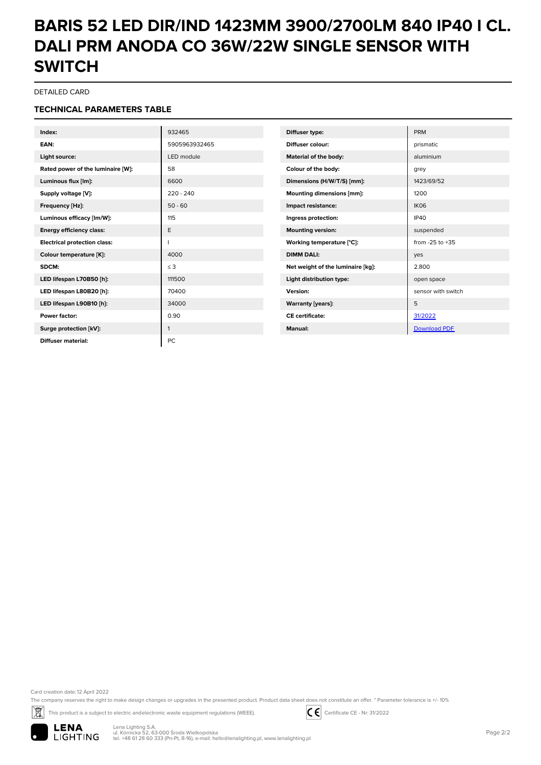# BARIS 52 LED DIR/IND 1423MM 3900/2700LM 840 IP40 I CL. DALI PRM ANODA CO 36W/22W SINGLE SENSOR WITH SWITCH

DETAILED CARD

## TECHNICAL PARAMETERS TABLE

| | |
|---|---|
| **Index:** | 932465 |
| **EAN:** | 5905963932465 |
| **Light source:** | LED module |
| **Rated power of the luminaire [W]:** | 58 |
| **Luminous flux [lm]:** | 6600 |
| **Supply voltage [V]:** | 220 - 240 |
| **Frequency [Hz]:** | 50 - 60 |
| **Luminous efficacy [lm/W]:** | 115 |
| **Energy efficiency class:** | E |
| **Electrical protection class:** | I |
| **Colour temperature [K]:** | 4000 |
| **SDCM:** | ≤ 3 |
| **LED lifespan L70B50 [h]:** | 111500 |
| **LED lifespan L80B20 [h]:** | 70400 |
| **LED lifespan L90B10 [h]:** | 34000 |
| **Power factor:** | 0.90 |
| **Surge protection [kV]:** | 1 |
| **Diffuser material:** | PC |
| **Diffuser type:** | PRM |
| **Diffuser colour:** | prismatic |
| **Material of the body:** | aluminium |
| **Colour of the body:** | grey |
| **Dimensions (H/W/T/S) [mm]:** | 1423/69/52 |
| **Mounting dimensions [mm]:** | 1200 |
| **Impact resistance:** | IK06 |
| **Ingress protection:** | IP40 |
| **Mounting version:** | suspended |
| **Working temperature [°C]:** | from -25 to +35 |
| **DIMM DALI:** | yes |
| **Net weight of the luminaire [kg]:** | 2.800 |
| **Light distribution type:** | open space |
| **Version:** | sensor with switch |
| **Warranty [years]:** | 5 |
| **CE certificate:** | 31/2022 |
| **Manual:** | Download PDF |

Card creation date: 12 April 2022

The company reserves the right to make design changes or upgrades in the presented product. Product data sheet does not constitute an offer. * Parameter tolerance is +/- 10%

This product is a subject to electric andelectronic waste equipment regulations (WEEE).

Certificate CE - Nr: 31/2022

Lena Lighting S.A.
ul. Kórnicka 52, 63-000 Środa Wielkopolska
tel. +48 61 28 60 333 (Pn-Pt, 8-16), e-mail: hello@lenalighting.pl, www.lenalighting.pl